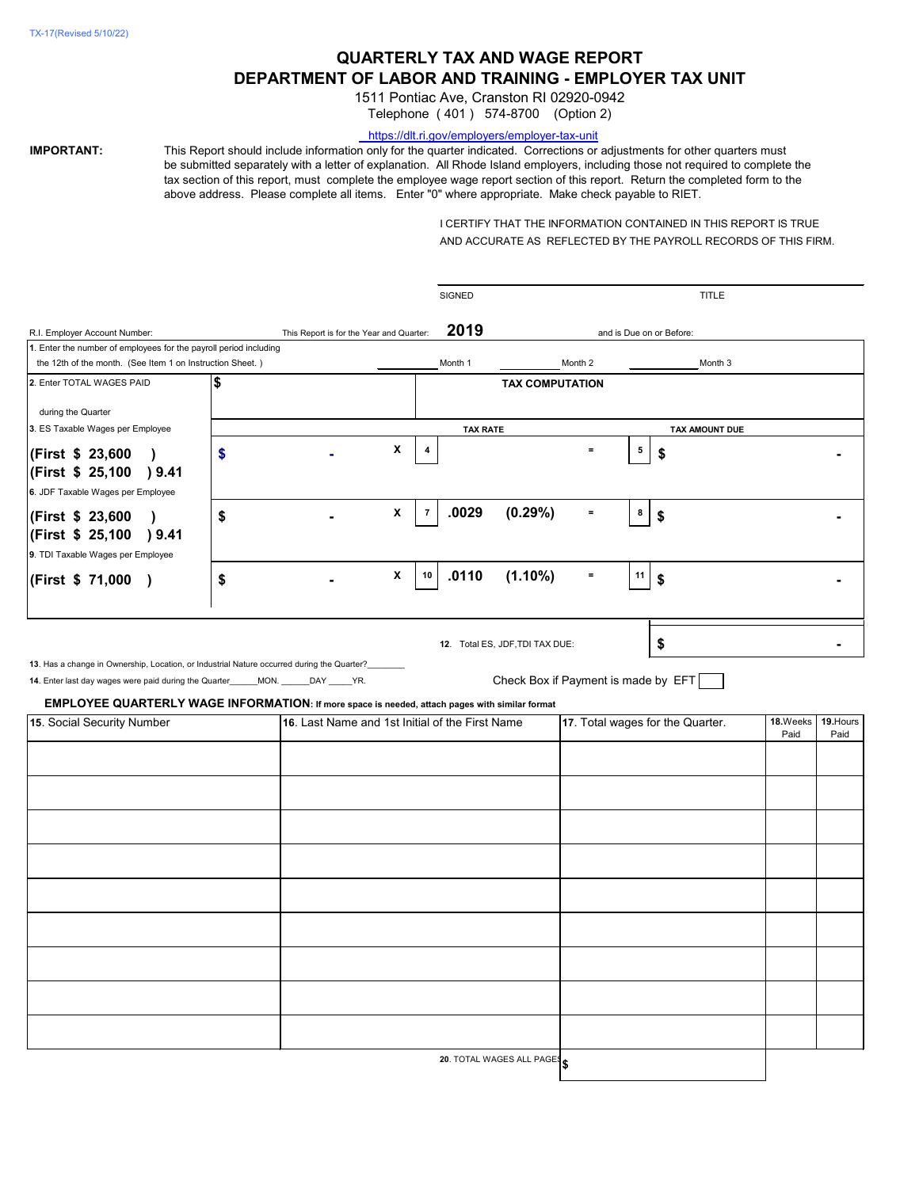TX-17(Revised 5/10/22)

# QUARTERLY TAX AND WAGE REPORT
## DEPARTMENT OF LABOR AND TRAINING - EMPLOYER TAX UNIT

1511 Pontiac Ave, Cranston RI 02920-0942
Telephone ( 401 ) 574-8700 (Option 2)

https://dlt.ri.gov/employers/employer-tax-unit

**IMPORTANT:** This Report should include information only for the quarter indicated. Corrections or adjustments for other quarters must be submitted separately with a letter of explanation. All Rhode Island employers, including those not required to complete the tax section of this report, must complete the employee wage report section of this report. Return the completed form to the above address. Please complete all items. Enter "0" where appropriate. Make check payable to RIET.

I CERTIFY THAT THE INFORMATION CONTAINED IN THIS REPORT IS TRUE AND ACCURATE AS REFLECTED BY THE PAYROLL RECORDS OF THIS FIRM.

SIGNED ____________________ TITLE ____________________

R.I. Employer Account Number: ____________ This Report is for the Year and Quarter: **2019** and is Due on or Before: ____________

1. Enter the number of employees for the payroll period including the 12th of the month. (See Item 1 on Instruction Sheet. ) ________ Month 1 ________ Month 2 ________ Month 3

| | | | | TAX COMPUTATION | | |
|---|---|---|---|---|---|---|
| 2. Enter TOTAL WAGES PAID during the Quarter | $ | | | | | |
| 3. ES Taxable Wages per Employee | | | | TAX RATE | | TAX AMOUNT DUE |
| **(First $ 23,600 )** **(First $ 25,100 ) 9.41** | $ - | X | 4 | | = | 5 $ - |
| 6. JDF Taxable Wages per Employee **(First $ 23,600 )** **(First $ 25,100 ) 9.41** | $ - | X | 7 | **.0029 (0.29%)** | = | 8 $ - |
| 9. TDI Taxable Wages per Employee **(First $ 71,000 )** | $ - | X | 10 | **.0110 (1.10%)** | = | 11 $ - |
| | | | | 12. Total ES, JDF,TDI TAX DUE: | | $ - |

13. Has a change in Ownership, Location, or Industrial Nature occurred during the Quarter?________

14. Enter last day wages were paid during the Quarter______MON. ______DAY _____YR.

Check Box if Payment is made by EFT ☐

**EMPLOYEE QUARTERLY WAGE INFORMATION: If more space is needed, attach pages with similar format**

| 15. Social Security Number | 16. Last Name and 1st Initial of the First Name | 17. Total wages for the Quarter. | 18. Weeks Paid | 19. Hours Paid |
|---|---|---|---|---|
| | | | | |
| | | | | |
| | | | | |
| | | | | |
| | | | | |
| | | | | |
| | | | | |
| | | | | |
| | | | | |
| | 20. TOTAL WAGES ALL PAGES | $ | | |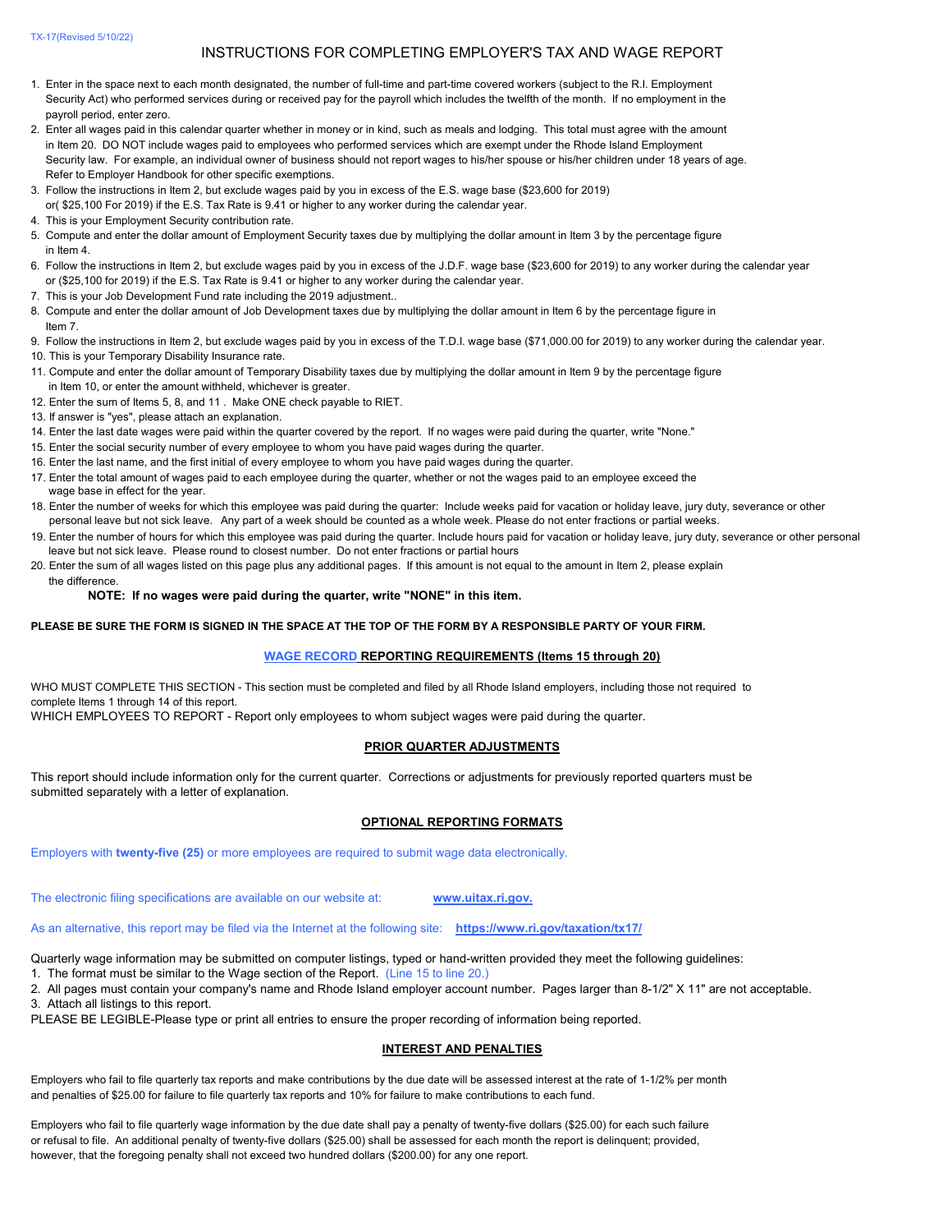TX-17(Revised 5/10/22)

# INSTRUCTIONS FOR COMPLETING EMPLOYER'S TAX AND WAGE REPORT

1. Enter in the space next to each month designated, the number of full-time and part-time covered workers (subject to the R.I. Employment Security Act) who performed services during or received pay for the payroll which includes the twelfth of the month. If no employment in the payroll period, enter zero.
2. Enter all wages paid in this calendar quarter whether in money or in kind, such as meals and lodging. This total must agree with the amount in Item 20. DO NOT include wages paid to employees who performed services which are exempt under the Rhode Island Employment Security law. For example, an individual owner of business should not report wages to his/her spouse or his/her children under 18 years of age. Refer to Employer Handbook for other specific exemptions.
3. Follow the instructions in Item 2, but exclude wages paid by you in excess of the E.S. wage base ($23,600 for 2019) or( $25,100 For 2019) if the E.S. Tax Rate is 9.41 or higher to any worker during the calendar year.
4. This is your Employment Security contribution rate.
5. Compute and enter the dollar amount of Employment Security taxes due by multiplying the dollar amount in Item 3 by the percentage figure in Item 4.
6. Follow the instructions in Item 2, but exclude wages paid by you in excess of the J.D.F. wage base ($23,600 for 2019) to any worker during the calendar year or ($25,100 for 2019) if the E.S. Tax Rate is 9.41 or higher to any worker during the calendar year.
7. This is your Job Development Fund rate including the 2019 adjustment..
8. Compute and enter the dollar amount of Job Development taxes due by multiplying the dollar amount in Item 6 by the percentage figure in Item 7.
9. Follow the instructions in Item 2, but exclude wages paid by you in excess of the T.D.I. wage base ($71,000.00 for 2019) to any worker during the calendar year.
10. This is your Temporary Disability Insurance rate.
11. Compute and enter the dollar amount of Temporary Disability taxes due by multiplying the dollar amount in Item 9 by the percentage figure in Item 10, or enter the amount withheld, whichever is greater.
12. Enter the sum of Items 5, 8, and 11 . Make ONE check payable to RIET.
13. If answer is "yes", please attach an explanation.
14. Enter the last date wages were paid within the quarter covered by the report. If no wages were paid during the quarter, write "None."
15. Enter the social security number of every employee to whom you have paid wages during the quarter.
16. Enter the last name, and the first initial of every employee to whom you have paid wages during the quarter.
17. Enter the total amount of wages paid to each employee during the quarter, whether or not the wages paid to an employee exceed the wage base in effect for the year.
18. Enter the number of weeks for which this employee was paid during the quarter: Include weeks paid for vacation or holiday leave, jury duty, severance or other personal leave but not sick leave. Any part of a week should be counted as a whole week. Please do not enter fractions or partial weeks.
19. Enter the number of hours for which this employee was paid during the quarter. Include hours paid for vacation or holiday leave, jury duty, severance or other personal leave but not sick leave. Please round to closest number. Do not enter fractions or partial hours
20. Enter the sum of all wages listed on this page plus any additional pages. If this amount is not equal to the amount in Item 2, please explain the difference.

**NOTE: If no wages were paid during the quarter, write "NONE" in this item.**

**PLEASE BE SURE THE FORM IS SIGNED IN THE SPACE AT THE TOP OF THE FORM BY A RESPONSIBLE PARTY OF YOUR FIRM.**

## WAGE RECORD REPORTING REQUIREMENTS (Items 15 through 20)

WHO MUST COMPLETE THIS SECTION - This section must be completed and filed by all Rhode Island employers, including those not required to complete Items 1 through 14 of this report.

WHICH EMPLOYEES TO REPORT - Report only employees to whom subject wages were paid during the quarter.

## PRIOR QUARTER ADJUSTMENTS

This report should include information only for the current quarter. Corrections or adjustments for previously reported quarters must be submitted separately with a letter of explanation.

## OPTIONAL REPORTING FORMATS

Employers with **twenty-five (25)** or more employees are required to submit wage data electronically.

The electronic filing specifications are available on our website at: **www.uitax.ri.gov.**

As an alternative, this report may be filed via the Internet at the following site: **https://www.ri.gov/taxation/tx17/**

Quarterly wage information may be submitted on computer listings, typed or hand-written provided they meet the following guidelines:

1. The format must be similar to the Wage section of the Report. (Line 15 to line 20.)
2. All pages must contain your company's name and Rhode Island employer account number. Pages larger than 8-1/2" X 11" are not acceptable.
3. Attach all listings to this report.

PLEASE BE LEGIBLE-Please type or print all entries to ensure the proper recording of information being reported.

## INTEREST AND PENALTIES

Employers who fail to file quarterly tax reports and make contributions by the due date will be assessed interest at the rate of 1-1/2% per month and penalties of $25.00 for failure to file quarterly tax reports and 10% for failure to make contributions to each fund.

Employers who fail to file quarterly wage information by the due date shall pay a penalty of twenty-five dollars ($25.00) for each such failure or refusal to file. An additional penalty of twenty-five dollars ($25.00) shall be assessed for each month the report is delinquent; provided, however, that the foregoing penalty shall not exceed two hundred dollars ($200.00) for any one report.